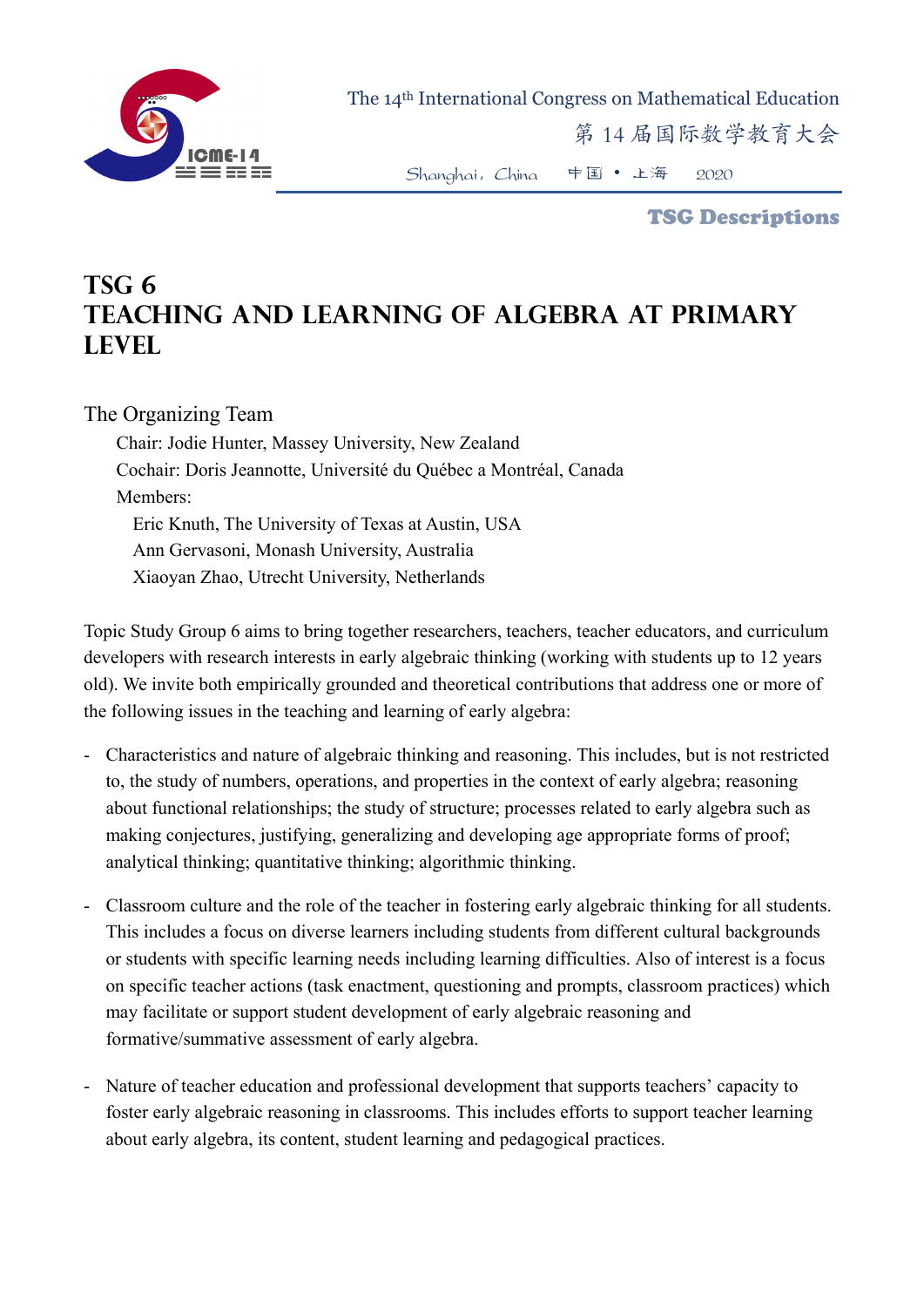# TSG 6
# Teaching and Learning of Algebra at Primary Level

The Organizing Team

Chair: Jodie Hunter, Massey University, New Zealand

Cochair: Doris Jeannotte, Université du Québec a Montréal, Canada

Members:

Eric Knuth, The University of Texas at Austin, USA

Ann Gervasoni, Monash University, Australia

Xiaoyan Zhao, Utrecht University, Netherlands

Topic Study Group 6 aims to bring together researchers, teachers, teacher educators, and curriculum developers with research interests in early algebraic thinking (working with students up to 12 years old). We invite both empirically grounded and theoretical contributions that address one or more of the following issues in the teaching and learning of early algebra:

- Characteristics and nature of algebraic thinking and reasoning. This includes, but is not restricted to, the study of numbers, operations, and properties in the context of early algebra; reasoning about functional relationships; the study of structure; processes related to early algebra such as making conjectures, justifying, generalizing and developing age appropriate forms of proof; analytical thinking; quantitative thinking; algorithmic thinking.

- Classroom culture and the role of the teacher in fostering early algebraic thinking for all students. This includes a focus on diverse learners including students from different cultural backgrounds or students with specific learning needs including learning difficulties. Also of interest is a focus on specific teacher actions (task enactment, questioning and prompts, classroom practices) which may facilitate or support student development of early algebraic reasoning and formative/summative assessment of early algebra.

- Nature of teacher education and professional development that supports teachers' capacity to foster early algebraic reasoning in classrooms. This includes efforts to support teacher learning about early algebra, its content, student learning and pedagogical practices.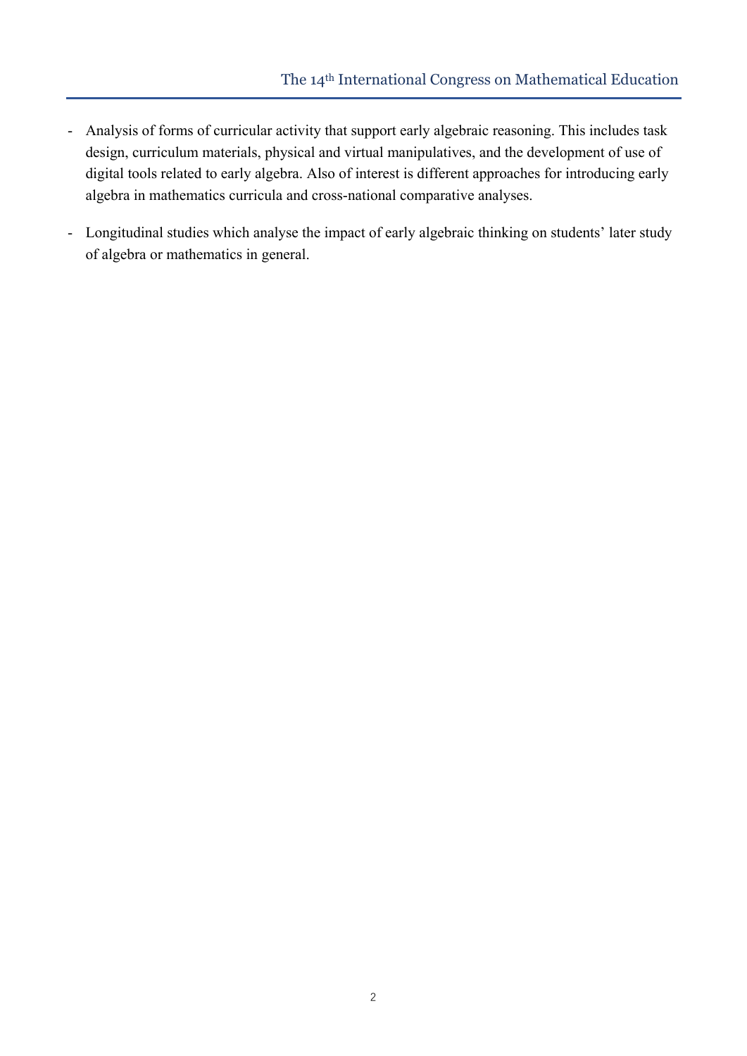- Analysis of forms of curricular activity that support early algebraic reasoning. This includes task design, curriculum materials, physical and virtual manipulatives, and the development of use of digital tools related to early algebra. Also of interest is different approaches for introducing early algebra in mathematics curricula and cross-national comparative analyses.
- Longitudinal studies which analyse the impact of early algebraic thinking on students' later study of algebra or mathematics in general.